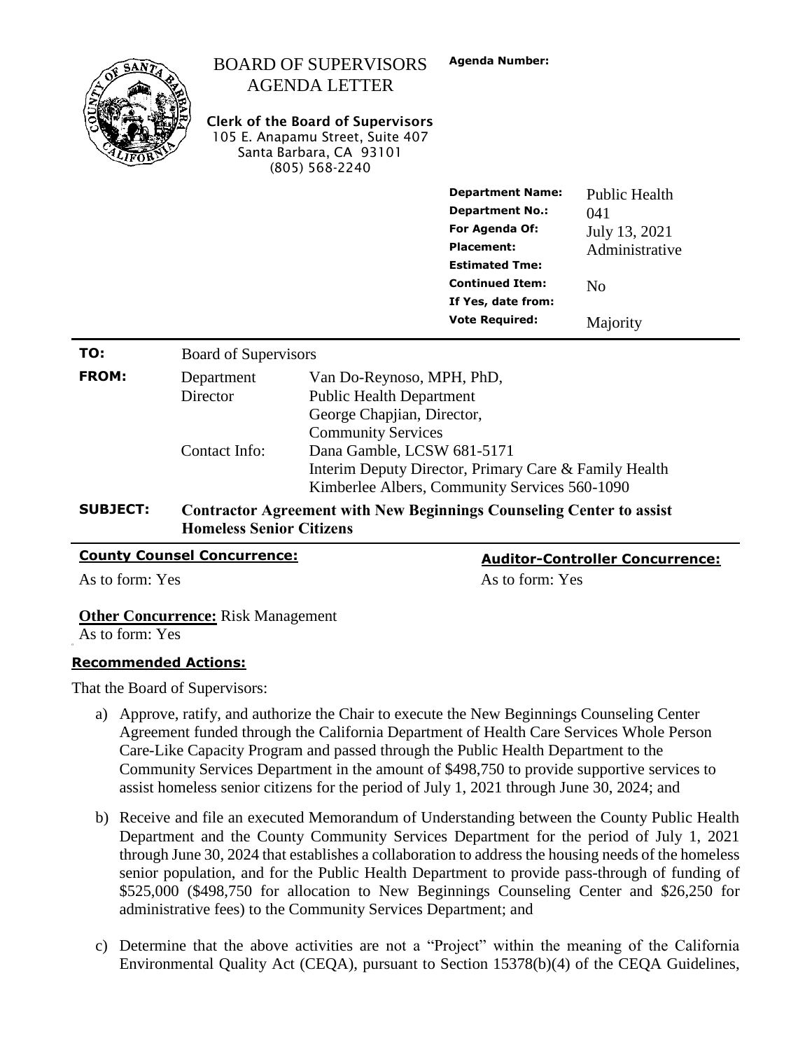# BOARD OF SUPERVISORS AGENDA LETTER

**Agenda Number:**

**Clerk of the Board of Supervisors**
105 E. Anapamu Street, Suite 407
Santa Barbara, CA 93101
(805) 568-2240

| | |
|---|---|
| **Department Name:** | Public Health |
| **Department No.:** | 041 |
| **For Agenda Of:** | July 13, 2021 |
| **Placement:** | Administrative |
| **Estimated Tme:** | |
| **Continued Item:** | No |
| **If Yes, date from:** | |
| **Vote Required:** | Majority |

| | | |
|---|---|---|
| **TO:** | Board of Supervisors | |
| **FROM:** | Department Director | Van Do-Reynoso, MPH, PhD, Public Health Department<br>George Chapjian, Director, Community Services |
| | Contact Info: | Dana Gamble, LCSW 681-5171<br>Interim Deputy Director, Primary Care & Family Health<br>Kimberlee Albers, Community Services 560-1090 |
| **SUBJECT:** | **Contractor Agreement with New Beginnings Counseling Center to assist Homeless Senior Citizens** | |

**County Counsel Concurrence:**
As to form: Yes

**Auditor-Controller Concurrence:**
As to form: Yes

**Other Concurrence:** Risk Management
As to form: Yes

**Recommended Actions:**

That the Board of Supervisors:

a) Approve, ratify, and authorize the Chair to execute the New Beginnings Counseling Center Agreement funded through the California Department of Health Care Services Whole Person Care-Like Capacity Program and passed through the Public Health Department to the Community Services Department in the amount of $498,750 to provide supportive services to assist homeless senior citizens for the period of July 1, 2021 through June 30, 2024; and

b) Receive and file an executed Memorandum of Understanding between the County Public Health Department and the County Community Services Department for the period of July 1, 2021 through June 30, 2024 that establishes a collaboration to address the housing needs of the homeless senior population, and for the Public Health Department to provide pass-through of funding of $525,000 ($498,750 for allocation to New Beginnings Counseling Center and $26,250 for administrative fees) to the Community Services Department; and

c) Determine that the above activities are not a "Project" within the meaning of the California Environmental Quality Act (CEQA), pursuant to Section 15378(b)(4) of the CEQA Guidelines,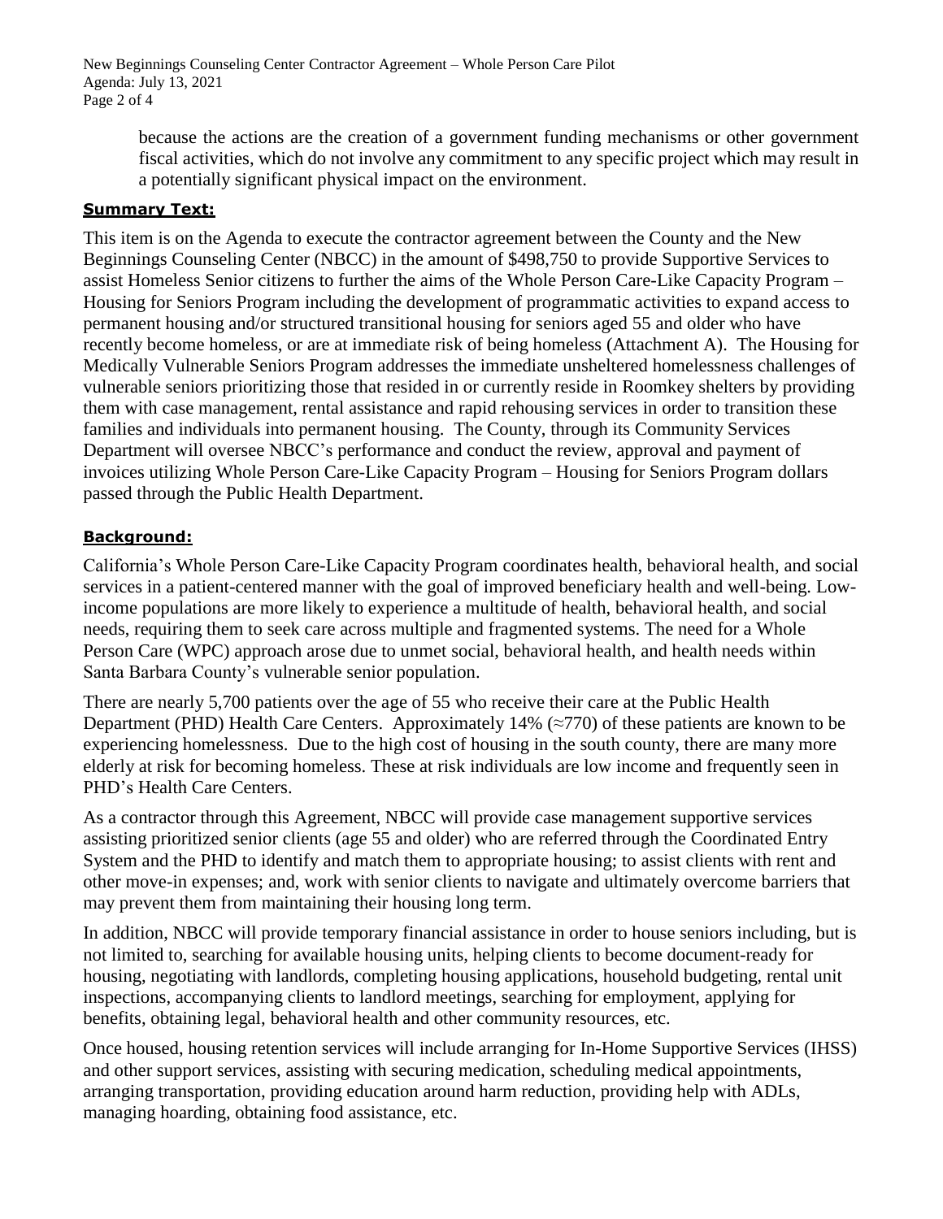because the actions are the creation of a government funding mechanisms or other government fiscal activities, which do not involve any commitment to any specific project which may result in a potentially significant physical impact on the environment.

## Summary Text:

This item is on the Agenda to execute the contractor agreement between the County and the New Beginnings Counseling Center (NBCC) in the amount of $498,750 to provide Supportive Services to assist Homeless Senior citizens to further the aims of the Whole Person Care-Like Capacity Program – Housing for Seniors Program including the development of programmatic activities to expand access to permanent housing and/or structured transitional housing for seniors aged 55 and older who have recently become homeless, or are at immediate risk of being homeless (Attachment A). The Housing for Medically Vulnerable Seniors Program addresses the immediate unsheltered homelessness challenges of vulnerable seniors prioritizing those that resided in or currently reside in Roomkey shelters by providing them with case management, rental assistance and rapid rehousing services in order to transition these families and individuals into permanent housing. The County, through its Community Services Department will oversee NBCC's performance and conduct the review, approval and payment of invoices utilizing Whole Person Care-Like Capacity Program – Housing for Seniors Program dollars passed through the Public Health Department.

## Background:

California's Whole Person Care-Like Capacity Program coordinates health, behavioral health, and social services in a patient-centered manner with the goal of improved beneficiary health and well-being. Low-income populations are more likely to experience a multitude of health, behavioral health, and social needs, requiring them to seek care across multiple and fragmented systems. The need for a Whole Person Care (WPC) approach arose due to unmet social, behavioral health, and health needs within Santa Barbara County's vulnerable senior population.

There are nearly 5,700 patients over the age of 55 who receive their care at the Public Health Department (PHD) Health Care Centers. Approximately 14% (≈770) of these patients are known to be experiencing homelessness. Due to the high cost of housing in the south county, there are many more elderly at risk for becoming homeless. These at risk individuals are low income and frequently seen in PHD's Health Care Centers.

As a contractor through this Agreement, NBCC will provide case management supportive services assisting prioritized senior clients (age 55 and older) who are referred through the Coordinated Entry System and the PHD to identify and match them to appropriate housing; to assist clients with rent and other move-in expenses; and, work with senior clients to navigate and ultimately overcome barriers that may prevent them from maintaining their housing long term.

In addition, NBCC will provide temporary financial assistance in order to house seniors including, but is not limited to, searching for available housing units, helping clients to become document-ready for housing, negotiating with landlords, completing housing applications, household budgeting, rental unit inspections, accompanying clients to landlord meetings, searching for employment, applying for benefits, obtaining legal, behavioral health and other community resources, etc.

Once housed, housing retention services will include arranging for In-Home Supportive Services (IHSS) and other support services, assisting with securing medication, scheduling medical appointments, arranging transportation, providing education around harm reduction, providing help with ADLs, managing hoarding, obtaining food assistance, etc.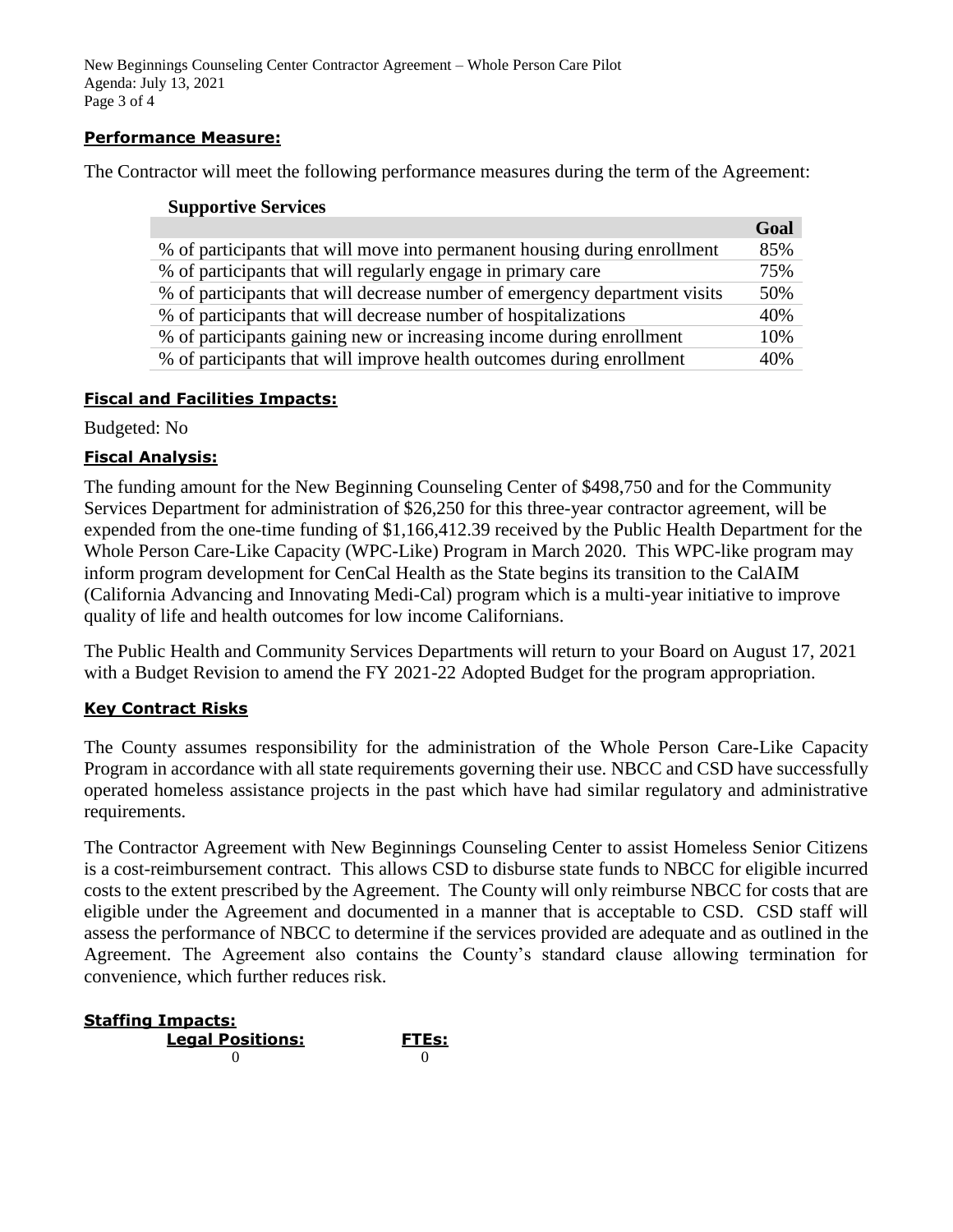### Performance Measure:

The Contractor will meet the following performance measures during the term of the Agreement:

**Supportive Services**

| | Goal |
|---|---|
| % of participants that will move into permanent housing during enrollment | 85% |
| % of participants that will regularly engage in primary care | 75% |
| % of participants that will decrease number of emergency department visits | 50% |
| % of participants that will decrease number of hospitalizations | 40% |
| % of participants gaining new or increasing income during enrollment | 10% |
| % of participants that will improve health outcomes during enrollment | 40% |

### Fiscal and Facilities Impacts:

Budgeted: No

### Fiscal Analysis:

The funding amount for the New Beginning Counseling Center of $498,750 and for the Community Services Department for administration of $26,250 for this three-year contractor agreement, will be expended from the one-time funding of $1,166,412.39 received by the Public Health Department for the Whole Person Care-Like Capacity (WPC-Like) Program in March 2020. This WPC-like program may inform program development for CenCal Health as the State begins its transition to the CalAIM (California Advancing and Innovating Medi-Cal) program which is a multi-year initiative to improve quality of life and health outcomes for low income Californians.

The Public Health and Community Services Departments will return to your Board on August 17, 2021 with a Budget Revision to amend the FY 2021-22 Adopted Budget for the program appropriation.

### Key Contract Risks

The County assumes responsibility for the administration of the Whole Person Care-Like Capacity Program in accordance with all state requirements governing their use. NBCC and CSD have successfully operated homeless assistance projects in the past which have had similar regulatory and administrative requirements.

The Contractor Agreement with New Beginnings Counseling Center to assist Homeless Senior Citizens is a cost-reimbursement contract. This allows CSD to disburse state funds to NBCC for eligible incurred costs to the extent prescribed by the Agreement. The County will only reimburse NBCC for costs that are eligible under the Agreement and documented in a manner that is acceptable to CSD. CSD staff will assess the performance of NBCC to determine if the services provided are adequate and as outlined in the Agreement. The Agreement also contains the County's standard clause allowing termination for convenience, which further reduces risk.

### Staffing Impacts:

| Legal Positions: | FTEs: |
|---|---|
| 0 | 0 |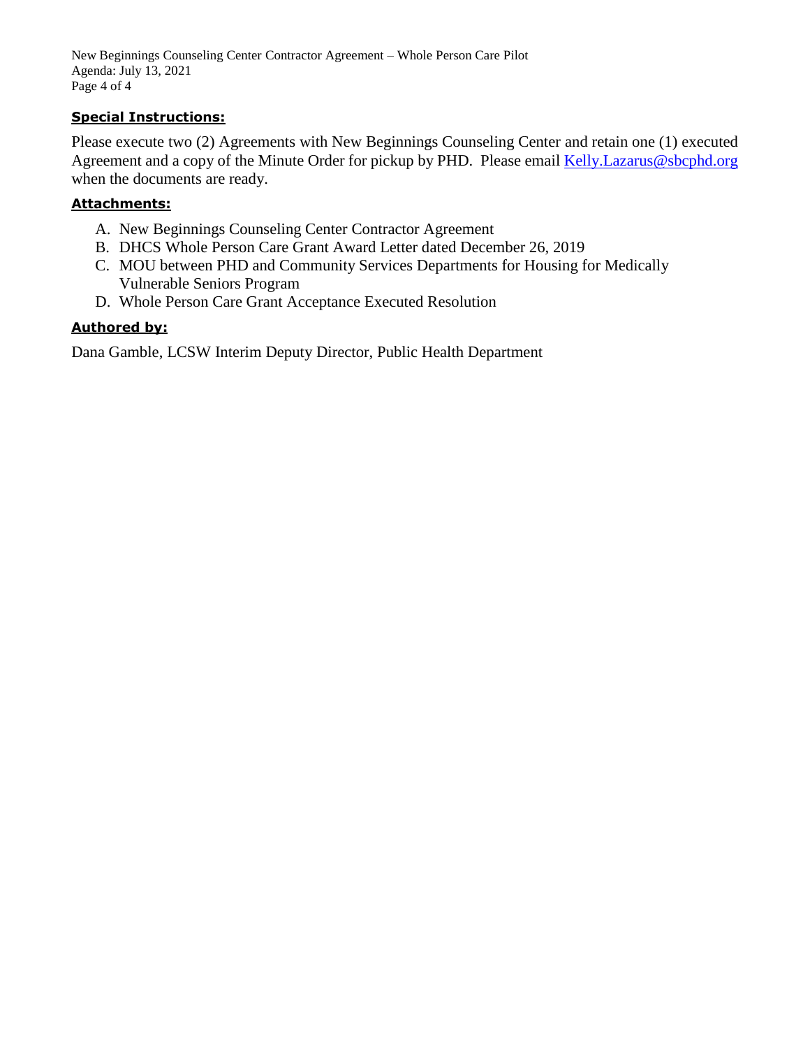## Special Instructions:

Please execute two (2) Agreements with New Beginnings Counseling Center and retain one (1) executed Agreement and a copy of the Minute Order for pickup by PHD. Please email Kelly.Lazarus@sbcphd.org when the documents are ready.

## Attachments:

A. New Beginnings Counseling Center Contractor Agreement
B. DHCS Whole Person Care Grant Award Letter dated December 26, 2019
C. MOU between PHD and Community Services Departments for Housing for Medically Vulnerable Seniors Program
D. Whole Person Care Grant Acceptance Executed Resolution

## Authored by:

Dana Gamble, LCSW Interim Deputy Director, Public Health Department